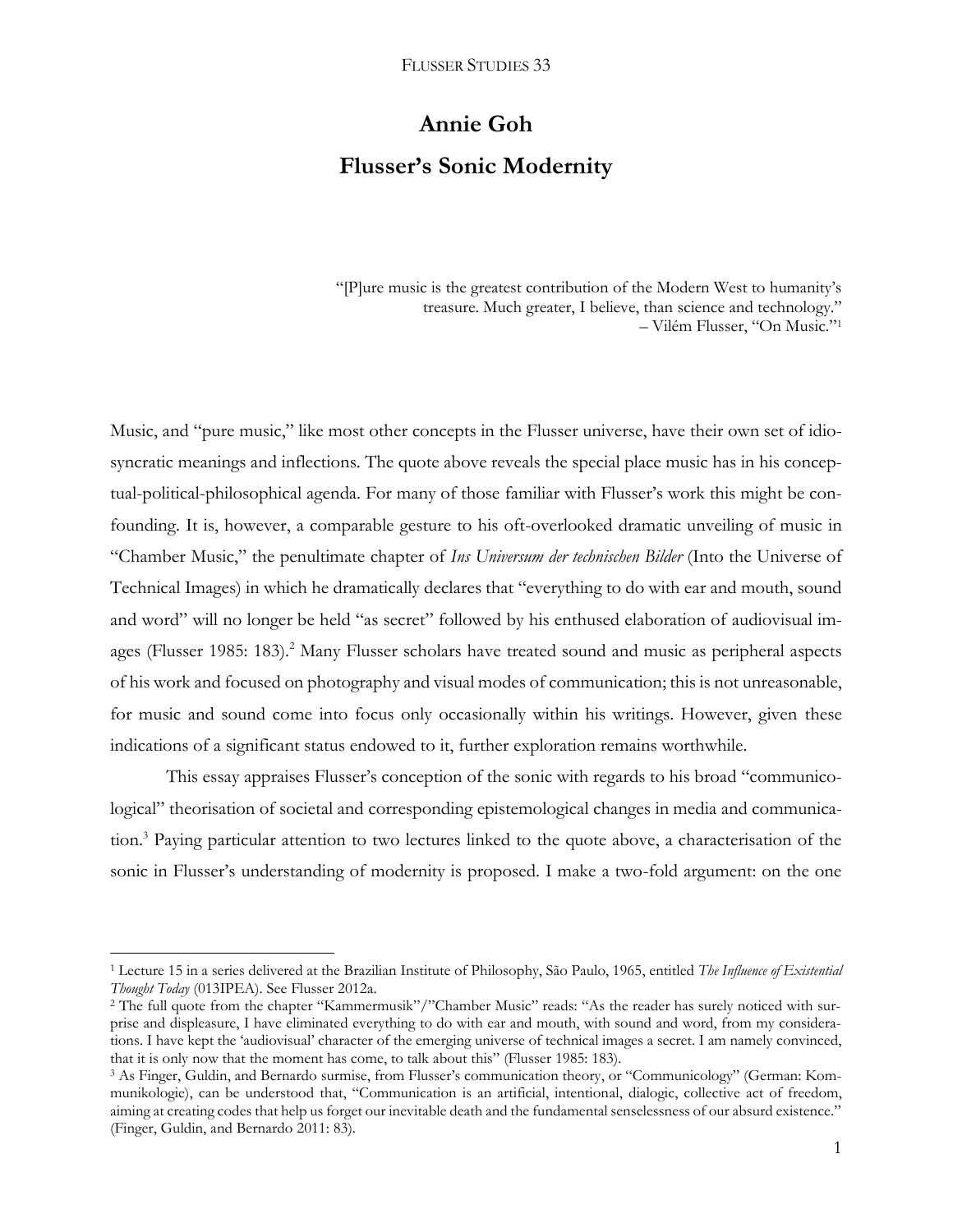# Annie Goh

## Flusser's Sonic Modernity

> "[P]ure music is the greatest contribution of the Modern West to humanity's treasure. Much greater, I believe, than science and technology."
> – Vilém Flusser, "On Music."[1]

Music, and "pure music," like most other concepts in the Flusser universe, have their own set of idiosyncratic meanings and inflections. The quote above reveals the special place music has in his conceptual-political-philosophical agenda. For many of those familiar with Flusser's work this might be confounding. It is, however, a comparable gesture to his oft-overlooked dramatic unveiling of music in "Chamber Music," the penultimate chapter of *Ins Universum der technischen Bilder* (Into the Universe of Technical Images) in which he dramatically declares that "everything to do with ear and mouth, sound and word" will no longer be held "as secret" followed by his enthused elaboration of audiovisual images (Flusser 1985: 183).[2] Many Flusser scholars have treated sound and music as peripheral aspects of his work and focused on photography and visual modes of communication; this is not unreasonable, for music and sound come into focus only occasionally within his writings. However, given these indications of a significant status endowed to it, further exploration remains worthwhile.

This essay appraises Flusser's conception of the sonic with regards to his broad "communicological" theorisation of societal and corresponding epistemological changes in media and communication.[3] Paying particular attention to two lectures linked to the quote above, a characterisation of the sonic in Flusser's understanding of modernity is proposed. I make a two-fold argument: on the one

---

[1] Lecture 15 in a series delivered at the Brazilian Institute of Philosophy, São Paulo, 1965, entitled *The Influence of Existential Thought Today* (013IPEA). See Flusser 2012a.

[2] The full quote from the chapter "Kammermusik"/"Chamber Music" reads: "As the reader has surely noticed with surprise and displeasure, I have eliminated everything to do with ear and mouth, with sound and word, from my considerations. I have kept the 'audiovisual' character of the emerging universe of technical images a secret. I am namely convinced, that it is only now that the moment has come, to talk about this" (Flusser 1985: 183).

[3] As Finger, Guldin, and Bernardo surmise, from Flusser's communication theory, or "Communicology" (German: Kommunikologie), can be understood that, "Communication is an artificial, intentional, dialogic, collective act of freedom, aiming at creating codes that help us forget our inevitable death and the fundamental senselessness of our absurd existence." (Finger, Guldin, and Bernardo 2011: 83).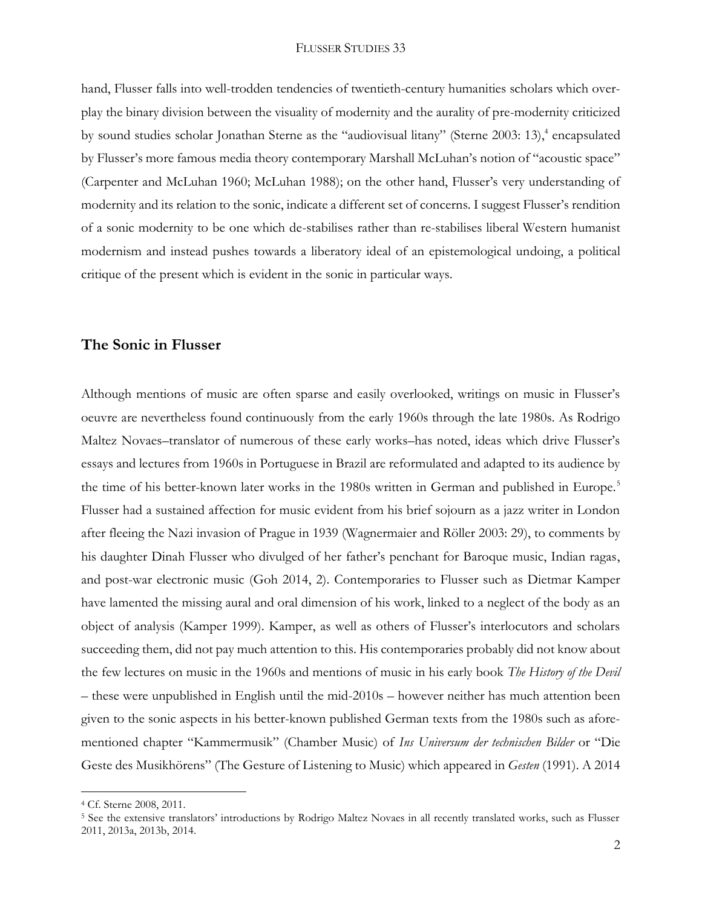hand, Flusser falls into well-trodden tendencies of twentieth-century humanities scholars which overplay the binary division between the visuality of modernity and the aurality of pre-modernity criticized by sound studies scholar Jonathan Sterne as the "audiovisual litany" (Sterne 2003: 13),[4] encapsulated by Flusser's more famous media theory contemporary Marshall McLuhan's notion of "acoustic space" (Carpenter and McLuhan 1960; McLuhan 1988); on the other hand, Flusser's very understanding of modernity and its relation to the sonic, indicate a different set of concerns. I suggest Flusser's rendition of a sonic modernity to be one which de-stabilises rather than re-stabilises liberal Western humanist modernism and instead pushes towards a liberatory ideal of an epistemological undoing, a political critique of the present which is evident in the sonic in particular ways.

## The Sonic in Flusser

Although mentions of music are often sparse and easily overlooked, writings on music in Flusser's oeuvre are nevertheless found continuously from the early 1960s through the late 1980s. As Rodrigo Maltez Novaes–translator of numerous of these early works–has noted, ideas which drive Flusser's essays and lectures from 1960s in Portuguese in Brazil are reformulated and adapted to its audience by the time of his better-known later works in the 1980s written in German and published in Europe.[5] Flusser had a sustained affection for music evident from his brief sojourn as a jazz writer in London after fleeing the Nazi invasion of Prague in 1939 (Wagnermaier and Röller 2003: 29), to comments by his daughter Dinah Flusser who divulged of her father's penchant for Baroque music, Indian ragas, and post-war electronic music (Goh 2014, 2). Contemporaries to Flusser such as Dietmar Kamper have lamented the missing aural and oral dimension of his work, linked to a neglect of the body as an object of analysis (Kamper 1999). Kamper, as well as others of Flusser's interlocutors and scholars succeeding them, did not pay much attention to this. His contemporaries probably did not know about the few lectures on music in the 1960s and mentions of music in his early book *The History of the Devil* – these were unpublished in English until the mid-2010s – however neither has much attention been given to the sonic aspects in his better-known published German texts from the 1980s such as aforementioned chapter "Kammermusik" (Chamber Music) of *Ins Universum der technischen Bilder* or "Die Geste des Musikhörens" (The Gesture of Listening to Music) which appeared in *Gesten* (1991). A 2014

---

[4] Cf. Sterne 2008, 2011.

[5] See the extensive translators' introductions by Rodrigo Maltez Novaes in all recently translated works, such as Flusser 2011, 2013a, 2013b, 2014.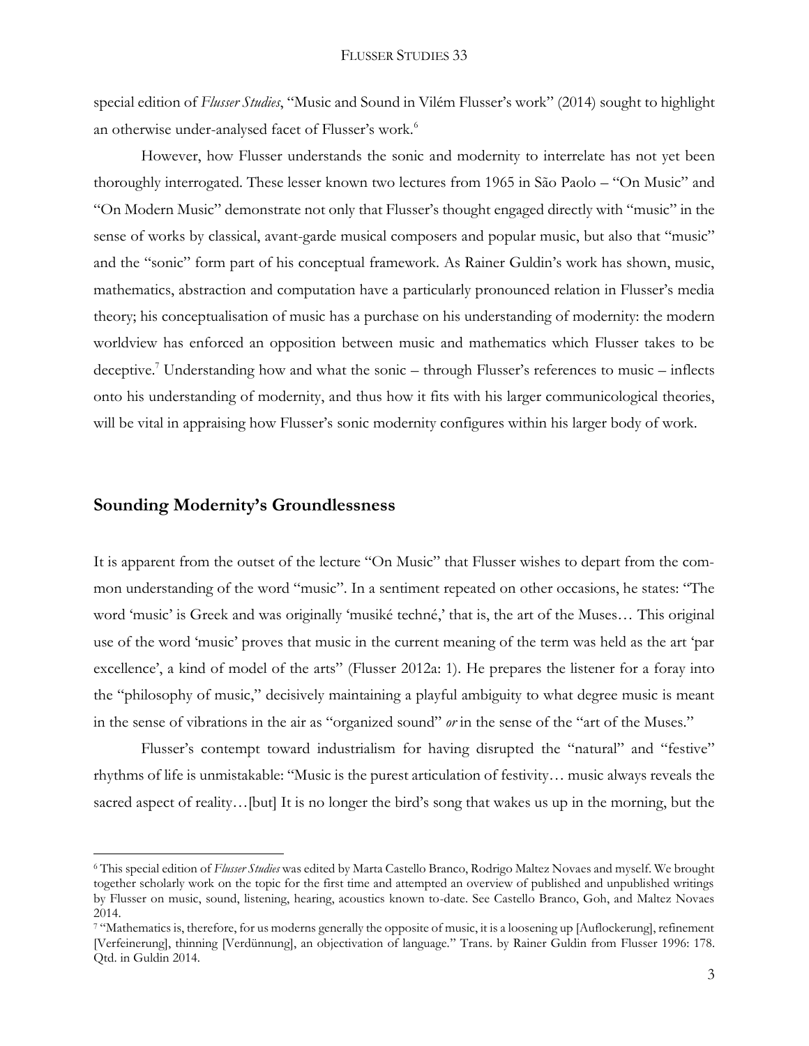special edition of *Flusser Studies*, "Music and Sound in Vilém Flusser's work" (2014) sought to highlight an otherwise under-analysed facet of Flusser's work.[6]

However, how Flusser understands the sonic and modernity to interrelate has not yet been thoroughly interrogated. These lesser known two lectures from 1965 in São Paolo – "On Music" and "On Modern Music" demonstrate not only that Flusser's thought engaged directly with "music" in the sense of works by classical, avant-garde musical composers and popular music, but also that "music" and the "sonic" form part of his conceptual framework. As Rainer Guldin's work has shown, music, mathematics, abstraction and computation have a particularly pronounced relation in Flusser's media theory; his conceptualisation of music has a purchase on his understanding of modernity: the modern worldview has enforced an opposition between music and mathematics which Flusser takes to be deceptive.[7] Understanding how and what the sonic – through Flusser's references to music – inflects onto his understanding of modernity, and thus how it fits with his larger communicological theories, will be vital in appraising how Flusser's sonic modernity configures within his larger body of work.

## Sounding Modernity's Groundlessness

It is apparent from the outset of the lecture "On Music" that Flusser wishes to depart from the common understanding of the word "music". In a sentiment repeated on other occasions, he states: "The word 'music' is Greek and was originally 'musiké techné,' that is, the art of the Muses… This original use of the word 'music' proves that music in the current meaning of the term was held as the art 'par excellence', a kind of model of the arts" (Flusser 2012a: 1). He prepares the listener for a foray into the "philosophy of music," decisively maintaining a playful ambiguity to what degree music is meant in the sense of vibrations in the air as "organized sound" *or* in the sense of the "art of the Muses."

Flusser's contempt toward industrialism for having disrupted the "natural" and "festive" rhythms of life is unmistakable: "Music is the purest articulation of festivity… music always reveals the sacred aspect of reality…[but] It is no longer the bird's song that wakes us up in the morning, but the

---

[6] This special edition of *Flusser Studies* was edited by Marta Castello Branco, Rodrigo Maltez Novaes and myself. We brought together scholarly work on the topic for the first time and attempted an overview of published and unpublished writings by Flusser on music, sound, listening, hearing, acoustics known to-date. See Castello Branco, Goh, and Maltez Novaes 2014.

[7] "Mathematics is, therefore, for us moderns generally the opposite of music, it is a loosening up [Auflockerung], refinement [Verfeinerung], thinning [Verdünnung], an objectivation of language." Trans. by Rainer Guldin from Flusser 1996: 178. Qtd. in Guldin 2014.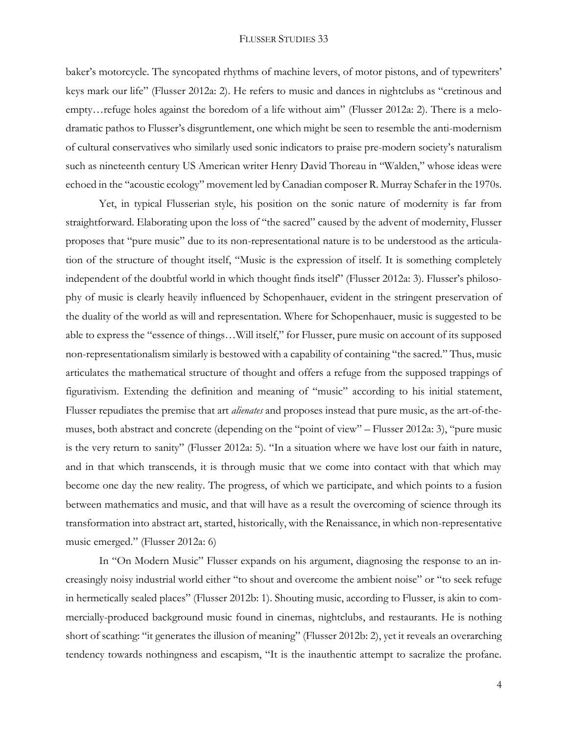baker's motorcycle. The syncopated rhythms of machine levers, of motor pistons, and of typewriters' keys mark our life" (Flusser 2012a: 2). He refers to music and dances in nightclubs as "cretinous and empty…refuge holes against the boredom of a life without aim" (Flusser 2012a: 2). There is a melodramatic pathos to Flusser's disgruntlement, one which might be seen to resemble the anti-modernism of cultural conservatives who similarly used sonic indicators to praise pre-modern society's naturalism such as nineteenth century US American writer Henry David Thoreau in "Walden," whose ideas were echoed in the "acoustic ecology" movement led by Canadian composer R. Murray Schafer in the 1970s.

Yet, in typical Flusserian style, his position on the sonic nature of modernity is far from straightforward. Elaborating upon the loss of "the sacred" caused by the advent of modernity, Flusser proposes that "pure music" due to its non-representational nature is to be understood as the articulation of the structure of thought itself, "Music is the expression of itself. It is something completely independent of the doubtful world in which thought finds itself" (Flusser 2012a: 3). Flusser's philosophy of music is clearly heavily influenced by Schopenhauer, evident in the stringent preservation of the duality of the world as will and representation. Where for Schopenhauer, music is suggested to be able to express the "essence of things…Will itself," for Flusser, pure music on account of its supposed non-representationalism similarly is bestowed with a capability of containing "the sacred." Thus, music articulates the mathematical structure of thought and offers a refuge from the supposed trappings of figurativism. Extending the definition and meaning of "music" according to his initial statement, Flusser repudiates the premise that art *alienates* and proposes instead that pure music, as the art-of-the-muses, both abstract and concrete (depending on the "point of view" – Flusser 2012a: 3), "pure music is the very return to sanity" (Flusser 2012a: 5). "In a situation where we have lost our faith in nature, and in that which transcends, it is through music that we come into contact with that which may become one day the new reality. The progress, of which we participate, and which points to a fusion between mathematics and music, and that will have as a result the overcoming of science through its transformation into abstract art, started, historically, with the Renaissance, in which non-representative music emerged." (Flusser 2012a: 6)

In "On Modern Music" Flusser expands on his argument, diagnosing the response to an increasingly noisy industrial world either "to shout and overcome the ambient noise" or "to seek refuge in hermetically sealed places" (Flusser 2012b: 1). Shouting music, according to Flusser, is akin to commercially-produced background music found in cinemas, nightclubs, and restaurants. He is nothing short of scathing: "it generates the illusion of meaning" (Flusser 2012b: 2), yet it reveals an overarching tendency towards nothingness and escapism, "It is the inauthentic attempt to sacralize the profane.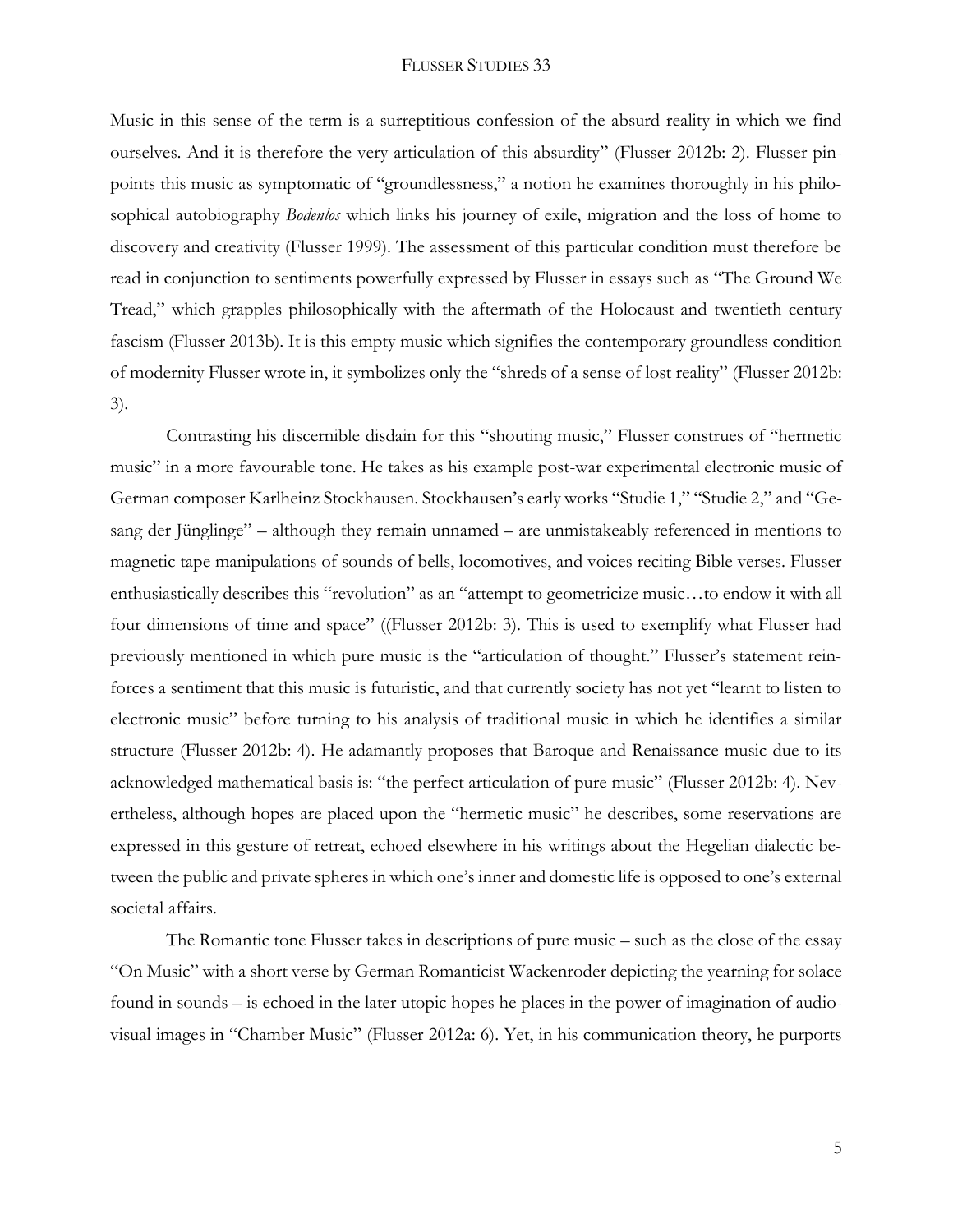Music in this sense of the term is a surreptitious confession of the absurd reality in which we find ourselves. And it is therefore the very articulation of this absurdity" (Flusser 2012b: 2). Flusser pinpoints this music as symptomatic of "groundlessness," a notion he examines thoroughly in his philosophical autobiography *Bodenlos* which links his journey of exile, migration and the loss of home to discovery and creativity (Flusser 1999). The assessment of this particular condition must therefore be read in conjunction to sentiments powerfully expressed by Flusser in essays such as "The Ground We Tread," which grapples philosophically with the aftermath of the Holocaust and twentieth century fascism (Flusser 2013b). It is this empty music which signifies the contemporary groundless condition of modernity Flusser wrote in, it symbolizes only the "shreds of a sense of lost reality" (Flusser 2012b: 3).

Contrasting his discernible disdain for this "shouting music," Flusser construes of "hermetic music" in a more favourable tone. He takes as his example post-war experimental electronic music of German composer Karlheinz Stockhausen. Stockhausen's early works "Studie 1," "Studie 2," and "Gesang der Jünglinge" – although they remain unnamed – are unmistakeably referenced in mentions to magnetic tape manipulations of sounds of bells, locomotives, and voices reciting Bible verses. Flusser enthusiastically describes this "revolution" as an "attempt to geometricize music…to endow it with all four dimensions of time and space" ((Flusser 2012b: 3). This is used to exemplify what Flusser had previously mentioned in which pure music is the "articulation of thought." Flusser's statement reinforces a sentiment that this music is futuristic, and that currently society has not yet "learnt to listen to electronic music" before turning to his analysis of traditional music in which he identifies a similar structure (Flusser 2012b: 4). He adamantly proposes that Baroque and Renaissance music due to its acknowledged mathematical basis is: "the perfect articulation of pure music" (Flusser 2012b: 4). Nevertheless, although hopes are placed upon the "hermetic music" he describes, some reservations are expressed in this gesture of retreat, echoed elsewhere in his writings about the Hegelian dialectic between the public and private spheres in which one's inner and domestic life is opposed to one's external societal affairs.

The Romantic tone Flusser takes in descriptions of pure music – such as the close of the essay "On Music" with a short verse by German Romanticist Wackenroder depicting the yearning for solace found in sounds – is echoed in the later utopic hopes he places in the power of imagination of audiovisual images in "Chamber Music" (Flusser 2012a: 6). Yet, in his communication theory, he purports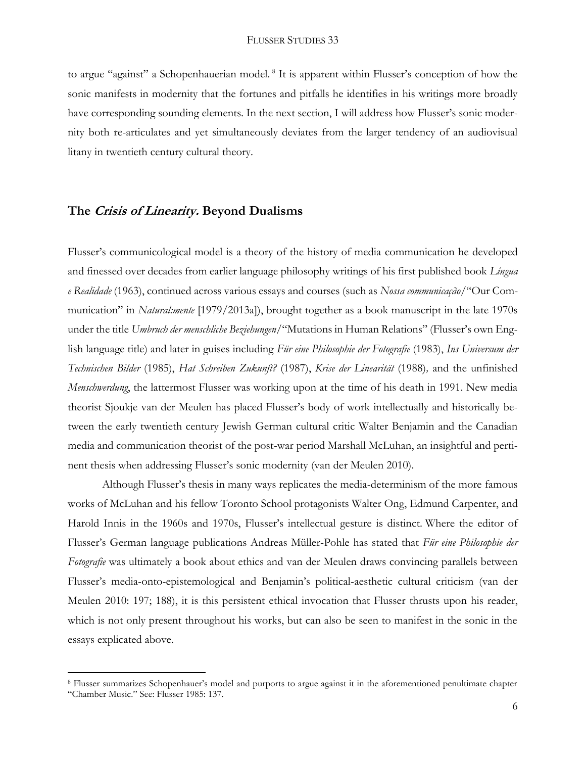to argue "against" a Schopenhauerian model.[8] It is apparent within Flusser's conception of how the sonic manifests in modernity that the fortunes and pitfalls he identifies in his writings more broadly have corresponding sounding elements. In the next section, I will address how Flusser's sonic modernity both re-articulates and yet simultaneously deviates from the larger tendency of an audiovisual litany in twentieth century cultural theory.

## The *Crisis of Linearity.* Beyond Dualisms

Flusser's communicological model is a theory of the history of media communication he developed and finessed over decades from earlier language philosophy writings of his first published book *Língua e Realidade* (1963), continued across various essays and courses (such as *Nossa communicação*/"Our Communication" in *Natural:mente* [1979/2013a]), brought together as a book manuscript in the late 1970s under the title *Umbruch der menschliche Beziehungen*/"Mutations in Human Relations" (Flusser's own English language title) and later in guises including *Für eine Philosophie der Fotografie* (1983), *Ins Universum der Technischen Bilder* (1985), *Hat Schreiben Zukunft?* (1987), *Krise der Linearität* (1988), and the unfinished *Menschwerdung*, the lattermost Flusser was working upon at the time of his death in 1991. New media theorist Sjoukje van der Meulen has placed Flusser's body of work intellectually and historically between the early twentieth century Jewish German cultural critic Walter Benjamin and the Canadian media and communication theorist of the post-war period Marshall McLuhan, an insightful and pertinent thesis when addressing Flusser's sonic modernity (van der Meulen 2010).

Although Flusser's thesis in many ways replicates the media-determinism of the more famous works of McLuhan and his fellow Toronto School protagonists Walter Ong, Edmund Carpenter, and Harold Innis in the 1960s and 1970s, Flusser's intellectual gesture is distinct. Where the editor of Flusser's German language publications Andreas Müller-Pohle has stated that *Für eine Philosophie der Fotografie* was ultimately a book about ethics and van der Meulen draws convincing parallels between Flusser's media-onto-epistemological and Benjamin's political-aesthetic cultural criticism (van der Meulen 2010: 197; 188), it is this persistent ethical invocation that Flusser thrusts upon his reader, which is not only present throughout his works, but can also be seen to manifest in the sonic in the essays explicated above.

[8] Flusser summarizes Schopenhauer's model and purports to argue against it in the aforementioned penultimate chapter "Chamber Music." See: Flusser 1985: 137.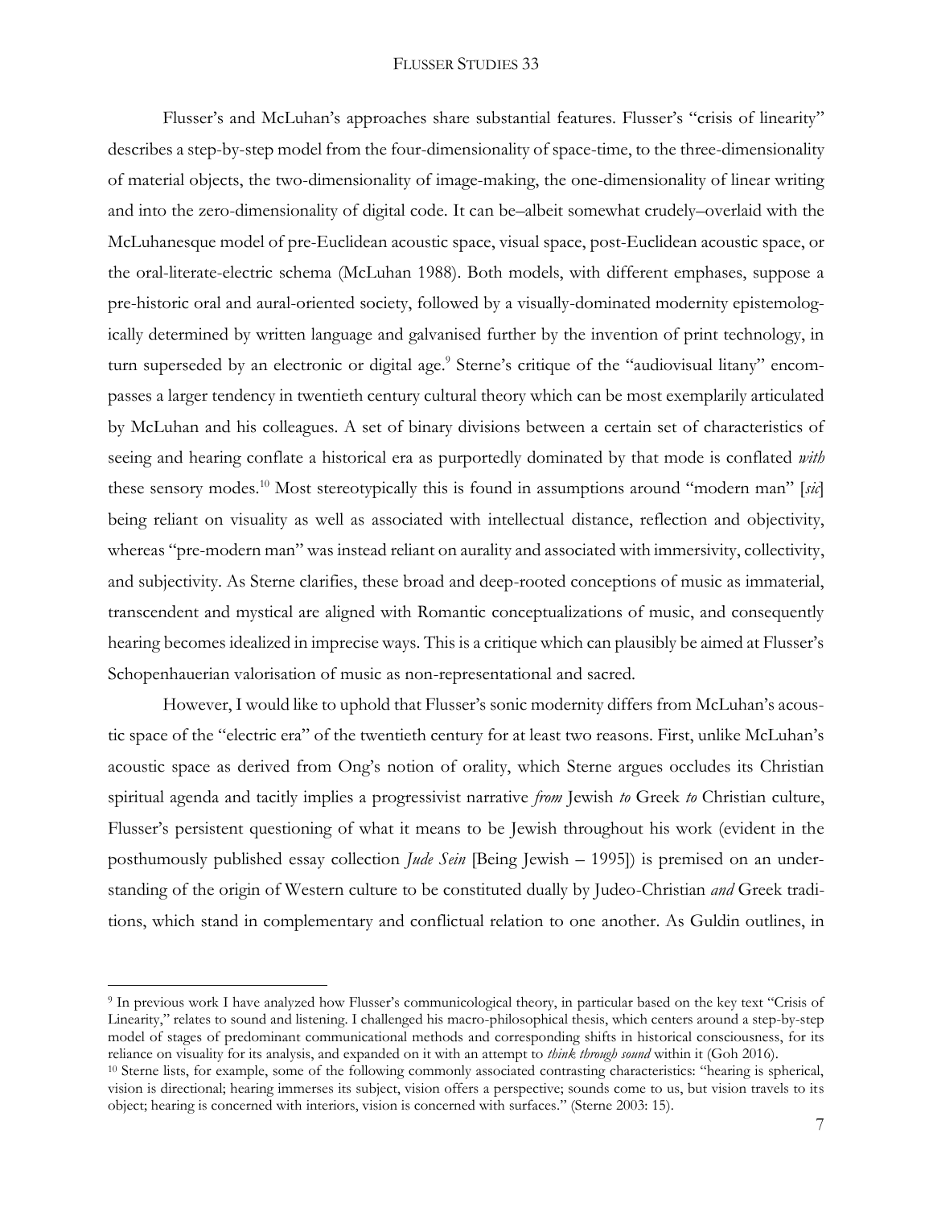Flusser's and McLuhan's approaches share substantial features. Flusser's "crisis of linearity" describes a step-by-step model from the four-dimensionality of space-time, to the three-dimensionality of material objects, the two-dimensionality of image-making, the one-dimensionality of linear writing and into the zero-dimensionality of digital code. It can be–albeit somewhat crudely–overlaid with the McLuhanesque model of pre-Euclidean acoustic space, visual space, post-Euclidean acoustic space, or the oral-literate-electric schema (McLuhan 1988). Both models, with different emphases, suppose a pre-historic oral and aural-oriented society, followed by a visually-dominated modernity epistemologically determined by written language and galvanised further by the invention of print technology, in turn superseded by an electronic or digital age.[9] Sterne's critique of the "audiovisual litany" encompasses a larger tendency in twentieth century cultural theory which can be most exemplarily articulated by McLuhan and his colleagues. A set of binary divisions between a certain set of characteristics of seeing and hearing conflate a historical era as purportedly dominated by that mode is conflated *with* these sensory modes.[10] Most stereotypically this is found in assumptions around "modern man" [*sic*] being reliant on visuality as well as associated with intellectual distance, reflection and objectivity, whereas "pre-modern man" was instead reliant on aurality and associated with immersivity, collectivity, and subjectivity. As Sterne clarifies, these broad and deep-rooted conceptions of music as immaterial, transcendent and mystical are aligned with Romantic conceptualizations of music, and consequently hearing becomes idealized in imprecise ways. This is a critique which can plausibly be aimed at Flusser's Schopenhauerian valorisation of music as non-representational and sacred.

However, I would like to uphold that Flusser's sonic modernity differs from McLuhan's acoustic space of the "electric era" of the twentieth century for at least two reasons. First, unlike McLuhan's acoustic space as derived from Ong's notion of orality, which Sterne argues occludes its Christian spiritual agenda and tacitly implies a progressivist narrative *from* Jewish *to* Greek *to* Christian culture, Flusser's persistent questioning of what it means to be Jewish throughout his work (evident in the posthumously published essay collection *Jude Sein* [Being Jewish – 1995]) is premised on an understanding of the origin of Western culture to be constituted dually by Judeo-Christian *and* Greek traditions, which stand in complementary and conflictual relation to one another. As Guldin outlines, in

---

[9] In previous work I have analyzed how Flusser's communicological theory, in particular based on the key text "Crisis of Linearity," relates to sound and listening. I challenged his macro-philosophical thesis, which centers around a step-by-step model of stages of predominant communicational methods and corresponding shifts in historical consciousness, for its reliance on visuality for its analysis, and expanded on it with an attempt to *think through sound* within it (Goh 2016).

[10] Sterne lists, for example, some of the following commonly associated contrasting characteristics: "hearing is spherical, vision is directional; hearing immerses its subject, vision offers a perspective; sounds come to us, but vision travels to its object; hearing is concerned with interiors, vision is concerned with surfaces." (Sterne 2003: 15).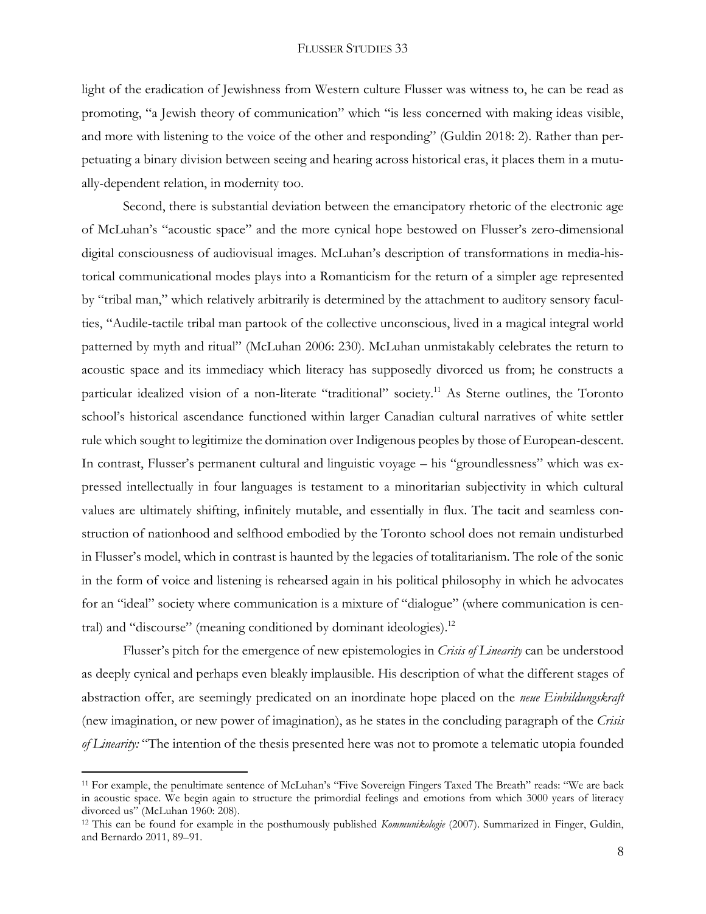light of the eradication of Jewishness from Western culture Flusser was witness to, he can be read as promoting, "a Jewish theory of communication" which "is less concerned with making ideas visible, and more with listening to the voice of the other and responding" (Guldin 2018: 2). Rather than perpetuating a binary division between seeing and hearing across historical eras, it places them in a mutually-dependent relation, in modernity too.

Second, there is substantial deviation between the emancipatory rhetoric of the electronic age of McLuhan's "acoustic space" and the more cynical hope bestowed on Flusser's zero-dimensional digital consciousness of audiovisual images. McLuhan's description of transformations in media-historical communicational modes plays into a Romanticism for the return of a simpler age represented by "tribal man," which relatively arbitrarily is determined by the attachment to auditory sensory faculties, "Audile-tactile tribal man partook of the collective unconscious, lived in a magical integral world patterned by myth and ritual" (McLuhan 2006: 230). McLuhan unmistakably celebrates the return to acoustic space and its immediacy which literacy has supposedly divorced us from; he constructs a particular idealized vision of a non-literate "traditional" society.[11] As Sterne outlines, the Toronto school's historical ascendance functioned within larger Canadian cultural narratives of white settler rule which sought to legitimize the domination over Indigenous peoples by those of European-descent. In contrast, Flusser's permanent cultural and linguistic voyage – his "groundlessness" which was expressed intellectually in four languages is testament to a minoritarian subjectivity in which cultural values are ultimately shifting, infinitely mutable, and essentially in flux. The tacit and seamless construction of nationhood and selfhood embodied by the Toronto school does not remain undisturbed in Flusser's model, which in contrast is haunted by the legacies of totalitarianism. The role of the sonic in the form of voice and listening is rehearsed again in his political philosophy in which he advocates for an "ideal" society where communication is a mixture of "dialogue" (where communication is central) and "discourse" (meaning conditioned by dominant ideologies).[12]

Flusser's pitch for the emergence of new epistemologies in *Crisis of Linearity* can be understood as deeply cynical and perhaps even bleakly implausible. His description of what the different stages of abstraction offer, are seemingly predicated on an inordinate hope placed on the *neue Einbildungskraft* (new imagination, or new power of imagination), as he states in the concluding paragraph of the *Crisis of Linearity:* "The intention of the thesis presented here was not to promote a telematic utopia founded

---

[11] For example, the penultimate sentence of McLuhan's "Five Sovereign Fingers Taxed The Breath" reads: "We are back in acoustic space. We begin again to structure the primordial feelings and emotions from which 3000 years of literacy divorced us" (McLuhan 1960: 208).

[12] This can be found for example in the posthumously published *Kommunikologie* (2007). Summarized in Finger, Guldin, and Bernardo 2011, 89–91.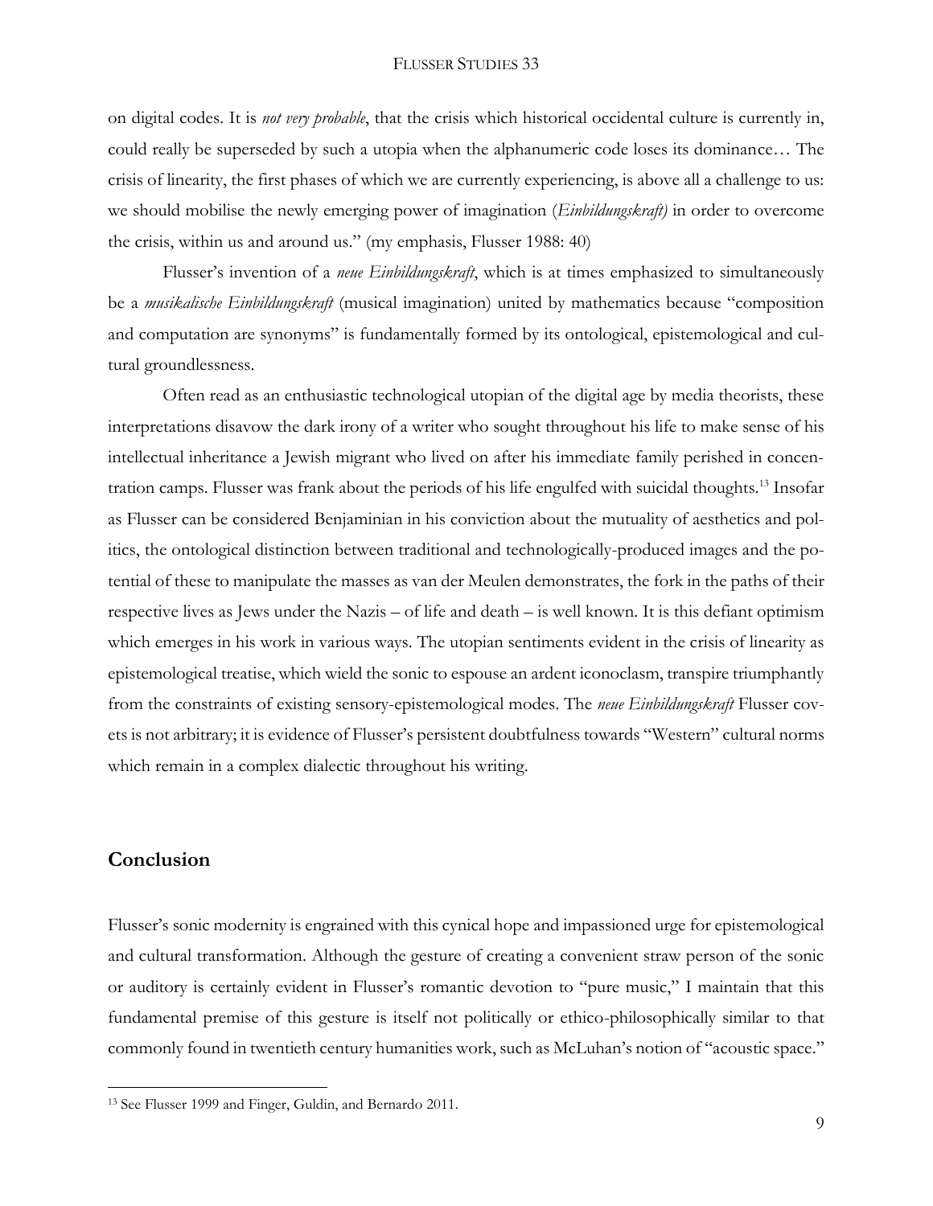on digital codes. It is *not very probable*, that the crisis which historical occidental culture is currently in, could really be superseded by such a utopia when the alphanumeric code loses its dominance… The crisis of linearity, the first phases of which we are currently experiencing, is above all a challenge to us: we should mobilise the newly emerging power of imagination (*Einbildungskraft)* in order to overcome the crisis, within us and around us." (my emphasis, Flusser 1988: 40)

Flusser's invention of a *neue Einbildungskraft*, which is at times emphasized to simultaneously be a *musikalische Einbildungskraft* (musical imagination) united by mathematics because "composition and computation are synonyms" is fundamentally formed by its ontological, epistemological and cultural groundlessness.

Often read as an enthusiastic technological utopian of the digital age by media theorists, these interpretations disavow the dark irony of a writer who sought throughout his life to make sense of his intellectual inheritance a Jewish migrant who lived on after his immediate family perished in concentration camps. Flusser was frank about the periods of his life engulfed with suicidal thoughts.[13] Insofar as Flusser can be considered Benjaminian in his conviction about the mutuality of aesthetics and politics, the ontological distinction between traditional and technologically-produced images and the potential of these to manipulate the masses as van der Meulen demonstrates, the fork in the paths of their respective lives as Jews under the Nazis – of life and death – is well known. It is this defiant optimism which emerges in his work in various ways. The utopian sentiments evident in the crisis of linearity as epistemological treatise, which wield the sonic to espouse an ardent iconoclasm, transpire triumphantly from the constraints of existing sensory-epistemological modes. The *neue Einbildungskraft* Flusser covets is not arbitrary; it is evidence of Flusser's persistent doubtfulness towards "Western" cultural norms which remain in a complex dialectic throughout his writing.

## Conclusion

Flusser's sonic modernity is engrained with this cynical hope and impassioned urge for epistemological and cultural transformation. Although the gesture of creating a convenient straw person of the sonic or auditory is certainly evident in Flusser's romantic devotion to "pure music," I maintain that this fundamental premise of this gesture is itself not politically or ethico-philosophically similar to that commonly found in twentieth century humanities work, such as McLuhan's notion of "acoustic space."

[13] See Flusser 1999 and Finger, Guldin, and Bernardo 2011.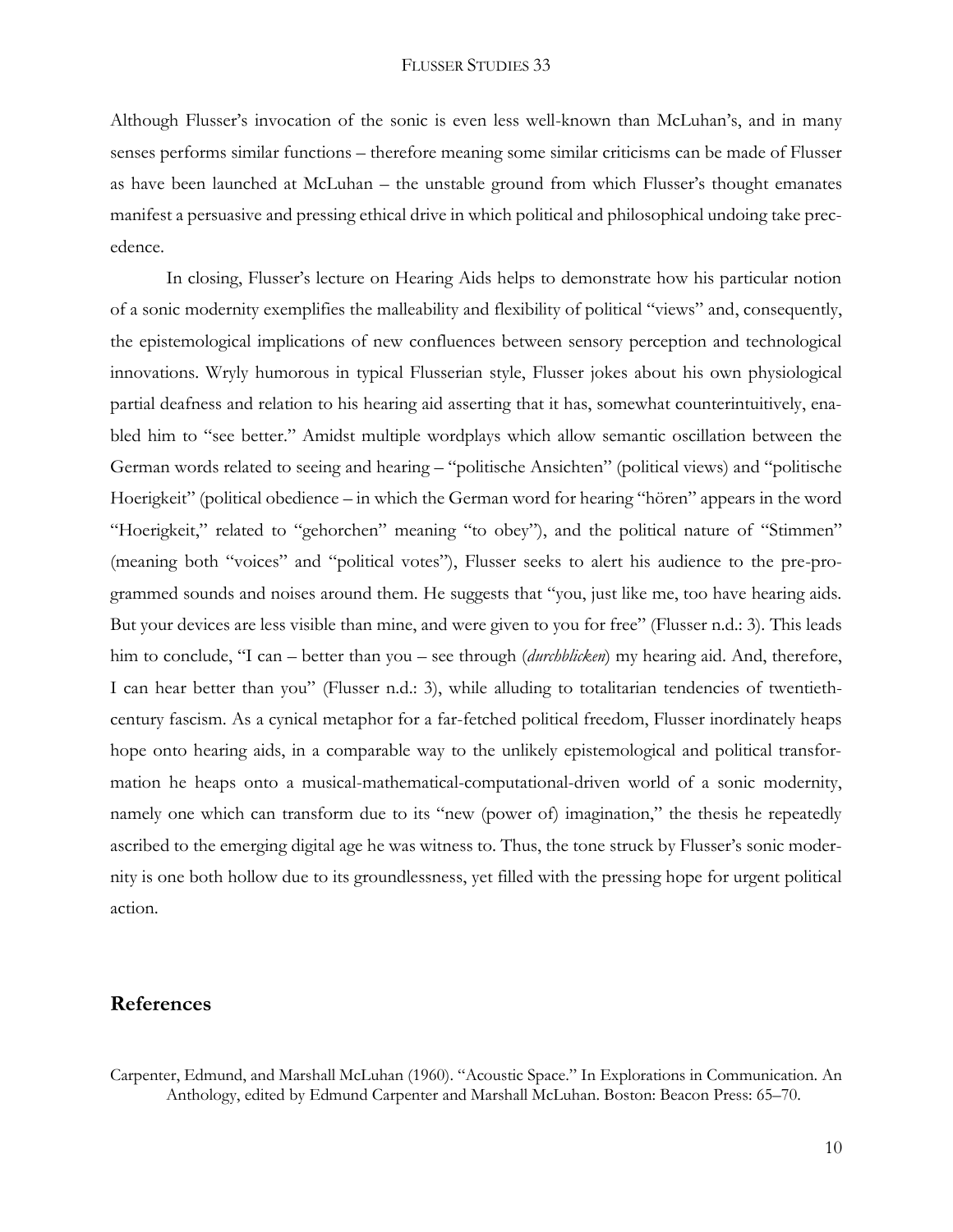Although Flusser's invocation of the sonic is even less well-known than McLuhan's, and in many senses performs similar functions – therefore meaning some similar criticisms can be made of Flusser as have been launched at McLuhan – the unstable ground from which Flusser's thought emanates manifest a persuasive and pressing ethical drive in which political and philosophical undoing take precedence.

In closing, Flusser's lecture on Hearing Aids helps to demonstrate how his particular notion of a sonic modernity exemplifies the malleability and flexibility of political "views" and, consequently, the epistemological implications of new confluences between sensory perception and technological innovations. Wryly humorous in typical Flusserian style, Flusser jokes about his own physiological partial deafness and relation to his hearing aid asserting that it has, somewhat counterintuitively, enabled him to "see better." Amidst multiple wordplays which allow semantic oscillation between the German words related to seeing and hearing – "politische Ansichten" (political views) and "politische Hoerigkeit" (political obedience – in which the German word for hearing "hören" appears in the word "Hoerigkeit," related to "gehorchen" meaning "to obey"), and the political nature of "Stimmen" (meaning both "voices" and "political votes"), Flusser seeks to alert his audience to the pre-programmed sounds and noises around them. He suggests that "you, just like me, too have hearing aids. But your devices are less visible than mine, and were given to you for free" (Flusser n.d.: 3). This leads him to conclude, "I can – better than you – see through (*durchblicken*) my hearing aid. And, therefore, I can hear better than you" (Flusser n.d.: 3), while alluding to totalitarian tendencies of twentieth-century fascism. As a cynical metaphor for a far-fetched political freedom, Flusser inordinately heaps hope onto hearing aids, in a comparable way to the unlikely epistemological and political transformation he heaps onto a musical-mathematical-computational-driven world of a sonic modernity, namely one which can transform due to its "new (power of) imagination," the thesis he repeatedly ascribed to the emerging digital age he was witness to. Thus, the tone struck by Flusser's sonic modernity is one both hollow due to its groundlessness, yet filled with the pressing hope for urgent political action.

## References

Carpenter, Edmund, and Marshall McLuhan (1960). "Acoustic Space." In Explorations in Communication. An Anthology, edited by Edmund Carpenter and Marshall McLuhan. Boston: Beacon Press: 65–70.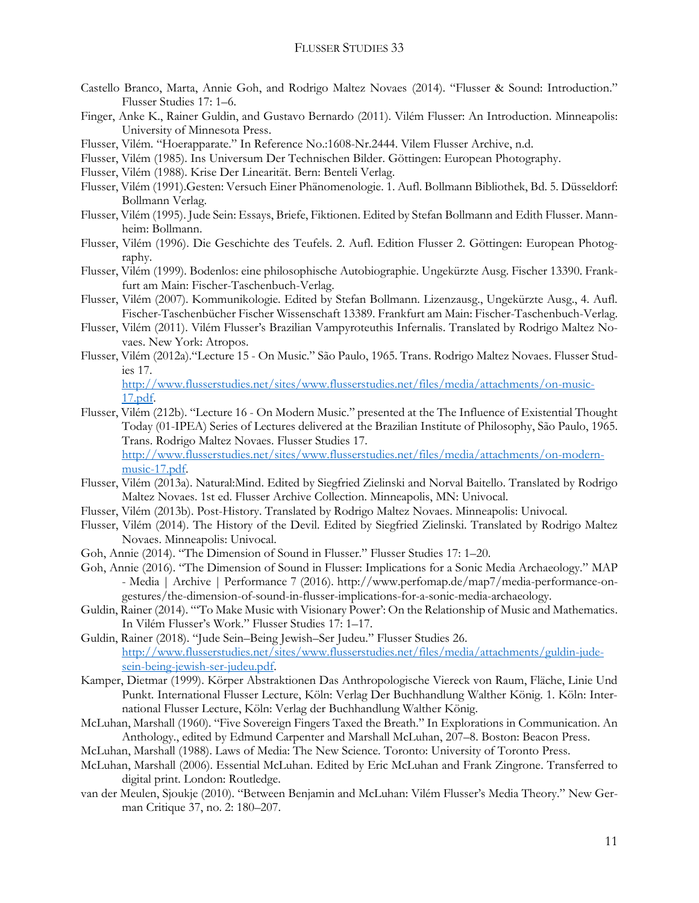Castello Branco, Marta, Annie Goh, and Rodrigo Maltez Novaes (2014). "Flusser & Sound: Introduction." Flusser Studies 17: 1–6.

Finger, Anke K., Rainer Guldin, and Gustavo Bernardo (2011). Vilém Flusser: An Introduction. Minneapolis: University of Minnesota Press.

Flusser, Vilém. "Hoerapparate." In Reference No.:1608-Nr.2444. Vilem Flusser Archive, n.d.

Flusser, Vilém (1985). Ins Universum Der Technischen Bilder. Göttingen: European Photography.

Flusser, Vilém (1988). Krise Der Linearität. Bern: Benteli Verlag.

Flusser, Vilém (1991).Gesten: Versuch Einer Phänomenologie. 1. Aufl. Bollmann Bibliothek, Bd. 5. Düsseldorf: Bollmann Verlag.

Flusser, Vilém (1995). Jude Sein: Essays, Briefe, Fiktionen. Edited by Stefan Bollmann and Edith Flusser. Mannheim: Bollmann.

Flusser, Vilém (1996). Die Geschichte des Teufels. 2. Aufl. Edition Flusser 2. Göttingen: European Photography.

Flusser, Vilém (1999). Bodenlos: eine philosophische Autobiographie. Ungekürzte Ausg. Fischer 13390. Frankfurt am Main: Fischer-Taschenbuch-Verlag.

Flusser, Vilém (2007). Kommunikologie. Edited by Stefan Bollmann. Lizenzausg., Ungekürzte Ausg., 4. Aufl. Fischer-Taschenbücher Fischer Wissenschaft 13389. Frankfurt am Main: Fischer-Taschenbuch-Verlag.

Flusser, Vilém (2011). Vilém Flusser's Brazilian Vampyroteuthis Infernalis. Translated by Rodrigo Maltez Novaes. New York: Atropos.

Flusser, Vilém (2012a)."Lecture 15 - On Music." São Paulo, 1965. Trans. Rodrigo Maltez Novaes. Flusser Studies 17. http://www.flusserstudies.net/sites/www.flusserstudies.net/files/media/attachments/on-music-17.pdf.

Flusser, Vilém (212b). "Lecture 16 - On Modern Music." presented at the The Influence of Existential Thought Today (01-IPEA) Series of Lectures delivered at the Brazilian Institute of Philosophy, São Paulo, 1965. Trans. Rodrigo Maltez Novaes. Flusser Studies 17. http://www.flusserstudies.net/sites/www.flusserstudies.net/files/media/attachments/on-modern-music-17.pdf.

Flusser, Vilém (2013a). Natural:Mind. Edited by Siegfried Zielinski and Norval Baitello. Translated by Rodrigo Maltez Novaes. 1st ed. Flusser Archive Collection. Minneapolis, MN: Univocal.

Flusser, Vilém (2013b). Post-History. Translated by Rodrigo Maltez Novaes. Minneapolis: Univocal.

Flusser, Vilém (2014). The History of the Devil. Edited by Siegfried Zielinski. Translated by Rodrigo Maltez Novaes. Minneapolis: Univocal.

Goh, Annie (2014). "The Dimension of Sound in Flusser." Flusser Studies 17: 1–20.

Goh, Annie (2016). "The Dimension of Sound in Flusser: Implications for a Sonic Media Archaeology." MAP - Media | Archive | Performance 7 (2016). http://www.perfomap.de/map7/media-performance-on-gestures/the-dimension-of-sound-in-flusser-implications-for-a-sonic-media-archaeology.

Guldin, Rainer (2014). "'To Make Music with Visionary Power': On the Relationship of Music and Mathematics. In Vilém Flusser's Work." Flusser Studies 17: 1–17.

Guldin, Rainer (2018). "Jude Sein–Being Jewish–Ser Judeu." Flusser Studies 26. http://www.flusserstudies.net/sites/www.flusserstudies.net/files/media/attachments/guldin-jude-sein-being-jewish-ser-judeu.pdf.

Kamper, Dietmar (1999). Körper Abstraktionen Das Anthropologische Viereck von Raum, Fläche, Linie Und Punkt. International Flusser Lecture, Köln: Verlag Der Buchhandlung Walther König. 1. Köln: International Flusser Lecture, Köln: Verlag der Buchhandlung Walther König.

McLuhan, Marshall (1960). "Five Sovereign Fingers Taxed the Breath." In Explorations in Communication. An Anthology., edited by Edmund Carpenter and Marshall McLuhan, 207–8. Boston: Beacon Press.

McLuhan, Marshall (1988). Laws of Media: The New Science. Toronto: University of Toronto Press.

McLuhan, Marshall (2006). Essential McLuhan. Edited by Eric McLuhan and Frank Zingrone. Transferred to digital print. London: Routledge.

van der Meulen, Sjoukje (2010). "Between Benjamin and McLuhan: Vilém Flusser's Media Theory." New German Critique 37, no. 2: 180–207.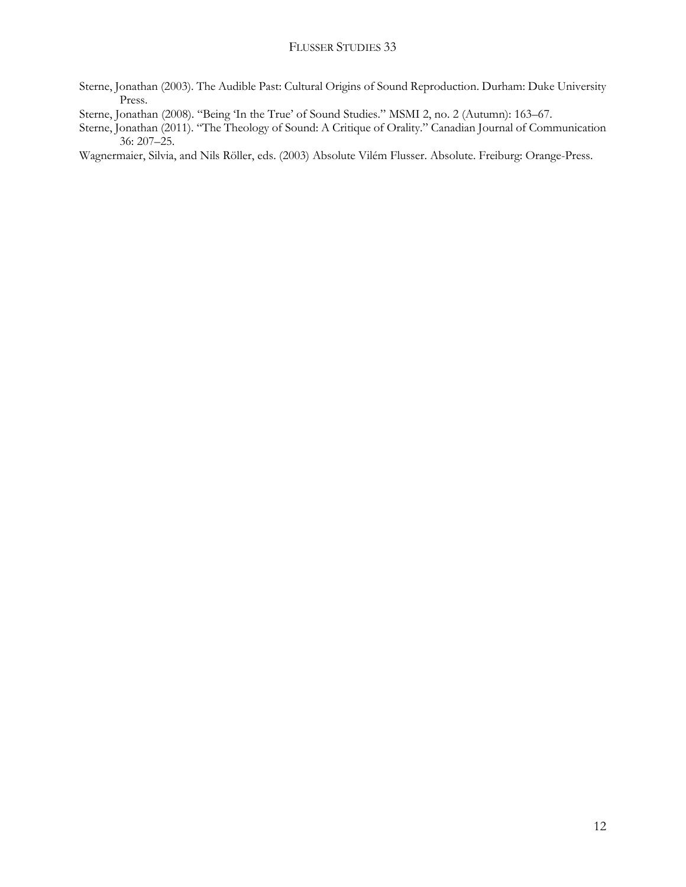Sterne, Jonathan (2003). The Audible Past: Cultural Origins of Sound Reproduction. Durham: Duke University Press.

Sterne, Jonathan (2008). "Being 'In the True' of Sound Studies." MSMI 2, no. 2 (Autumn): 163–67.

Sterne, Jonathan (2011). "The Theology of Sound: A Critique of Orality." Canadian Journal of Communication 36: 207–25.

Wagnermaier, Silvia, and Nils Röller, eds. (2003) Absolute Vilém Flusser. Absolute. Freiburg: Orange-Press.